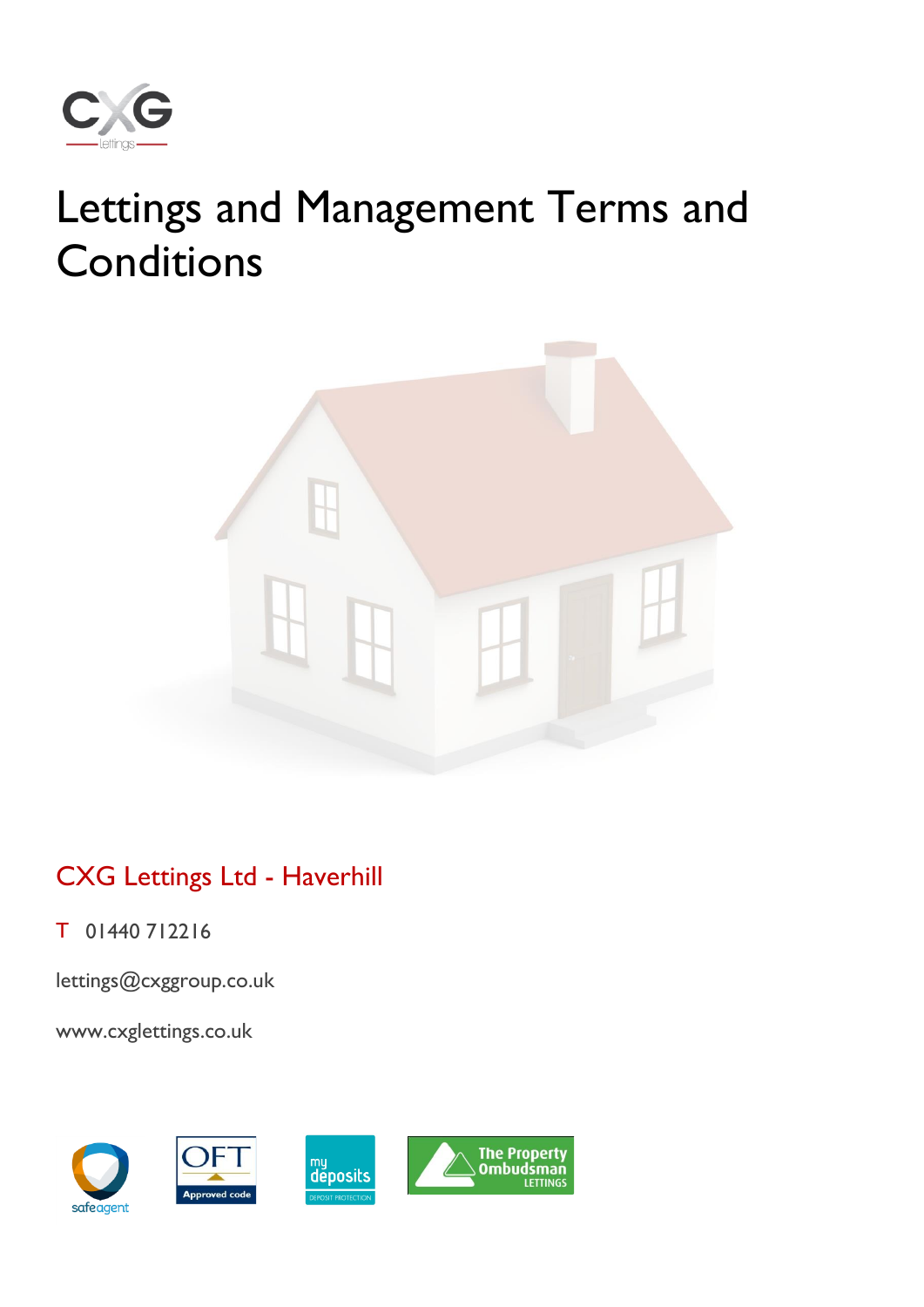# Lettings and Management Terms and Conditions

## CXG Lettings Ltd - Haverhill

T 01440 712216

lettings@cxggroup.co.uk

www.cxglettings.co.uk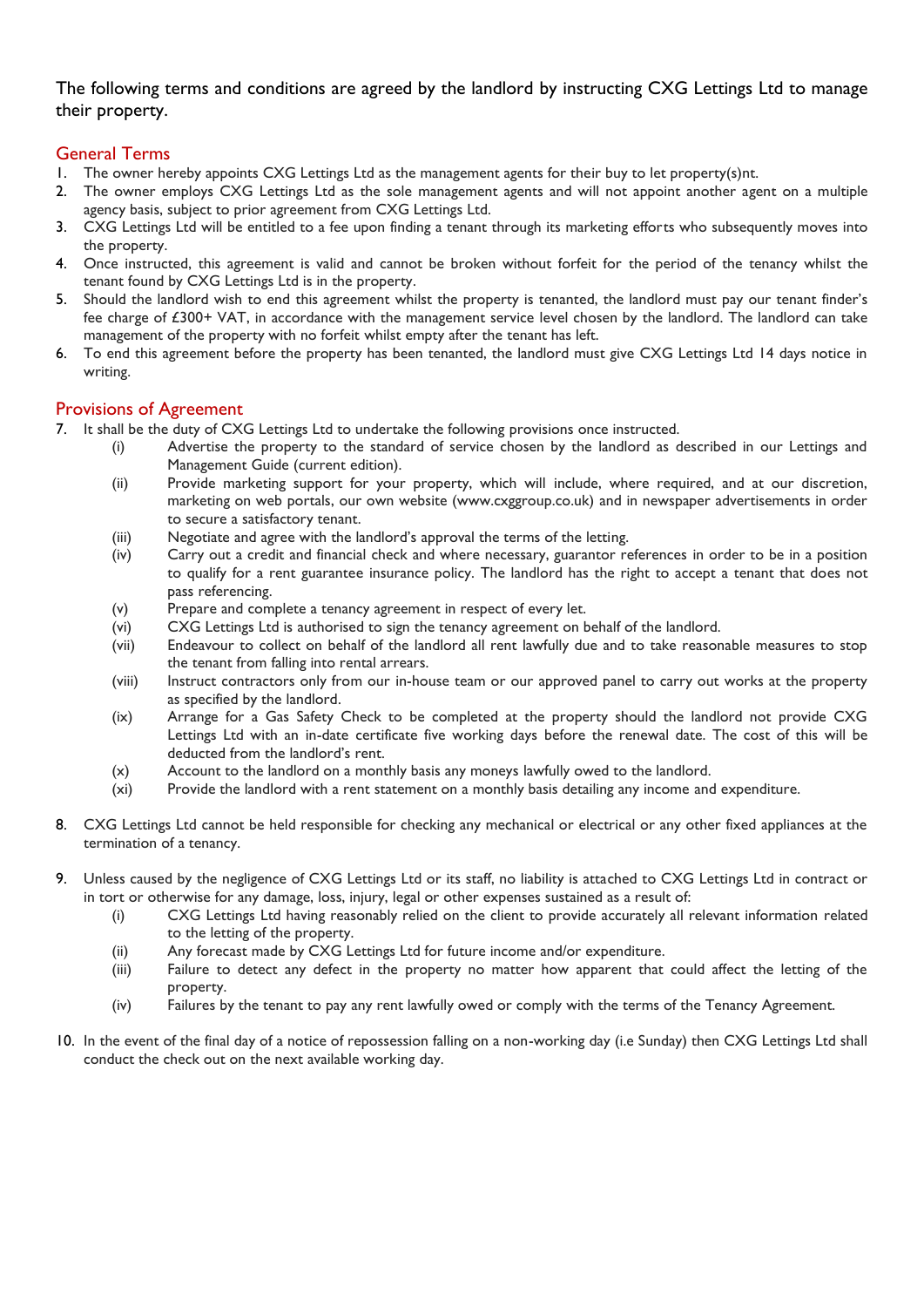The following terms and conditions are agreed by the landlord by instructing CXG Lettings Ltd to manage their property.

## General Terms

1. The owner hereby appoints CXG Lettings Ltd as the management agents for their buy to let property(s)nt.
2. The owner employs CXG Lettings Ltd as the sole management agents and will not appoint another agent on a multiple agency basis, subject to prior agreement from CXG Lettings Ltd.
3. CXG Lettings Ltd will be entitled to a fee upon finding a tenant through its marketing efforts who subsequently moves into the property.
4. Once instructed, this agreement is valid and cannot be broken without forfeit for the period of the tenancy whilst the tenant found by CXG Lettings Ltd is in the property.
5. Should the landlord wish to end this agreement whilst the property is tenanted, the landlord must pay our tenant finder's fee charge of £300+ VAT, in accordance with the management service level chosen by the landlord. The landlord can take management of the property with no forfeit whilst empty after the tenant has left.
6. To end this agreement before the property has been tenanted, the landlord must give CXG Lettings Ltd 14 days notice in writing.

## Provisions of Agreement

7. It shall be the duty of CXG Lettings Ltd to undertake the following provisions once instructed.
   - (i) Advertise the property to the standard of service chosen by the landlord as described in our Lettings and Management Guide (current edition).
   - (ii) Provide marketing support for your property, which will include, where required, and at our discretion, marketing on web portals, our own website (www.cxggroup.co.uk) and in newspaper advertisements in order to secure a satisfactory tenant.
   - (iii) Negotiate and agree with the landlord's approval the terms of the letting.
   - (iv) Carry out a credit and financial check and where necessary, guarantor references in order to be in a position to qualify for a rent guarantee insurance policy. The landlord has the right to accept a tenant that does not pass referencing.
   - (v) Prepare and complete a tenancy agreement in respect of every let.
   - (vi) CXG Lettings Ltd is authorised to sign the tenancy agreement on behalf of the landlord.
   - (vii) Endeavour to collect on behalf of the landlord all rent lawfully due and to take reasonable measures to stop the tenant from falling into rental arrears.
   - (viii) Instruct contractors only from our in-house team or our approved panel to carry out works at the property as specified by the landlord.
   - (ix) Arrange for a Gas Safety Check to be completed at the property should the landlord not provide CXG Lettings Ltd with an in-date certificate five working days before the renewal date. The cost of this will be deducted from the landlord's rent.
   - (x) Account to the landlord on a monthly basis any moneys lawfully owed to the landlord.
   - (xi) Provide the landlord with a rent statement on a monthly basis detailing any income and expenditure.

8. CXG Lettings Ltd cannot be held responsible for checking any mechanical or electrical or any other fixed appliances at the termination of a tenancy.

9. Unless caused by the negligence of CXG Lettings Ltd or its staff, no liability is attached to CXG Lettings Ltd in contract or in tort or otherwise for any damage, loss, injury, legal or other expenses sustained as a result of:
   - (i) CXG Lettings Ltd having reasonably relied on the client to provide accurately all relevant information related to the letting of the property.
   - (ii) Any forecast made by CXG Lettings Ltd for future income and/or expenditure.
   - (iii) Failure to detect any defect in the property no matter how apparent that could affect the letting of the property.
   - (iv) Failures by the tenant to pay any rent lawfully owed or comply with the terms of the Tenancy Agreement.

10. In the event of the final day of a notice of repossession falling on a non-working day (i.e Sunday) then CXG Lettings Ltd shall conduct the check out on the next available working day.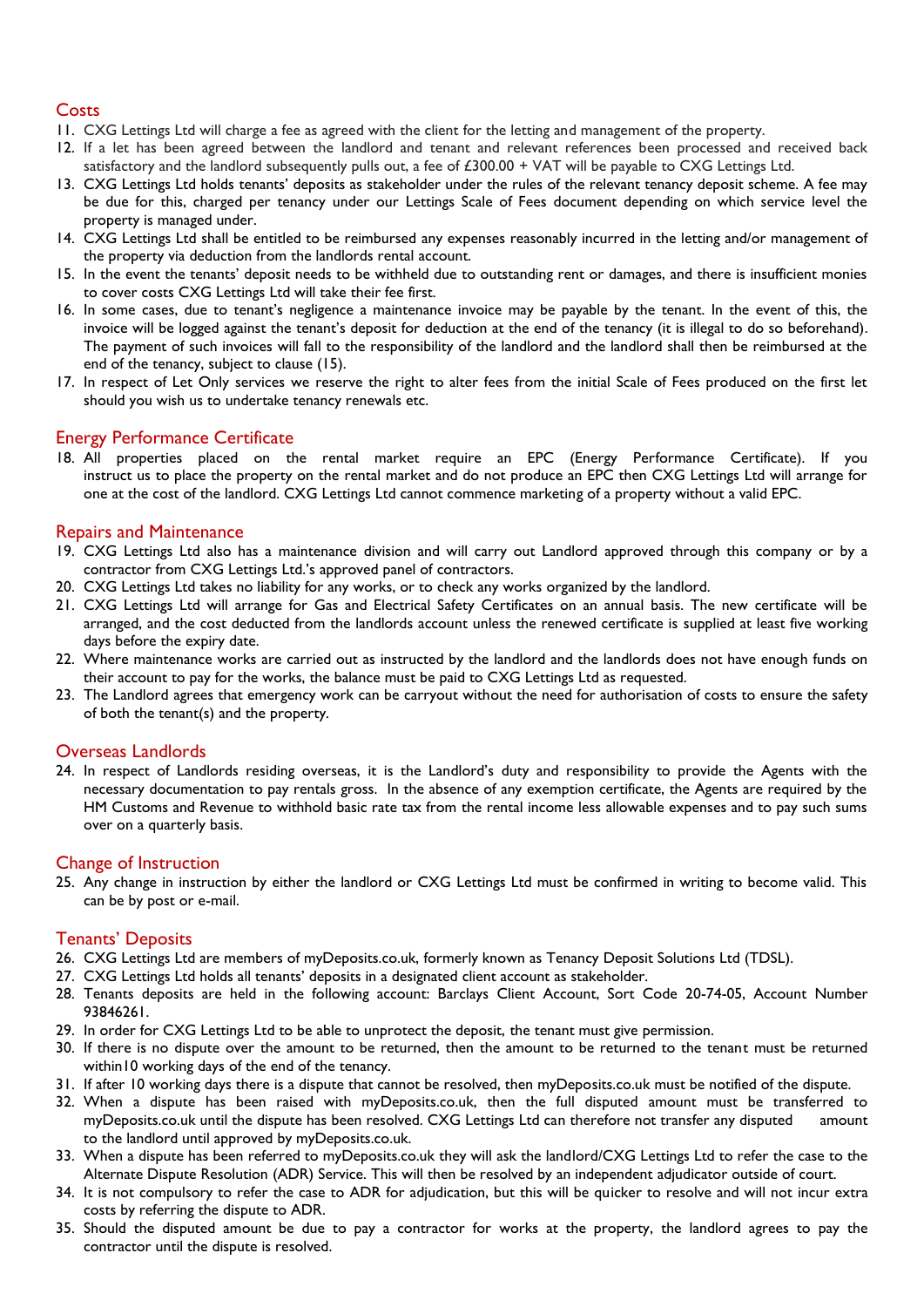## Costs

11. CXG Lettings Ltd will charge a fee as agreed with the client for the letting and management of the property.
12. If a let has been agreed between the landlord and tenant and relevant references been processed and received back satisfactory and the landlord subsequently pulls out, a fee of £300.00 + VAT will be payable to CXG Lettings Ltd.
13. CXG Lettings Ltd holds tenants' deposits as stakeholder under the rules of the relevant tenancy deposit scheme. A fee may be due for this, charged per tenancy under our Lettings Scale of Fees document depending on which service level the property is managed under.
14. CXG Lettings Ltd shall be entitled to be reimbursed any expenses reasonably incurred in the letting and/or management of the property via deduction from the landlords rental account.
15. In the event the tenants' deposit needs to be withheld due to outstanding rent or damages, and there is insufficient monies to cover costs CXG Lettings Ltd will take their fee first.
16. In some cases, due to tenant's negligence a maintenance invoice may be payable by the tenant. In the event of this, the invoice will be logged against the tenant's deposit for deduction at the end of the tenancy (it is illegal to do so beforehand). The payment of such invoices will fall to the responsibility of the landlord and the landlord shall then be reimbursed at the end of the tenancy, subject to clause (15).
17. In respect of Let Only services we reserve the right to alter fees from the initial Scale of Fees produced on the first let should you wish us to undertake tenancy renewals etc.

## Energy Performance Certificate

18. All properties placed on the rental market require an EPC (Energy Performance Certificate). If you instruct us to place the property on the rental market and do not produce an EPC then CXG Lettings Ltd will arrange for one at the cost of the landlord. CXG Lettings Ltd cannot commence marketing of a property without a valid EPC.

## Repairs and Maintenance

19. CXG Lettings Ltd also has a maintenance division and will carry out Landlord approved through this company or by a contractor from CXG Lettings Ltd.'s approved panel of contractors.
20. CXG Lettings Ltd takes no liability for any works, or to check any works organized by the landlord.
21. CXG Lettings Ltd will arrange for Gas and Electrical Safety Certificates on an annual basis. The new certificate will be arranged, and the cost deducted from the landlords account unless the renewed certificate is supplied at least five working days before the expiry date.
22. Where maintenance works are carried out as instructed by the landlord and the landlords does not have enough funds on their account to pay for the works, the balance must be paid to CXG Lettings Ltd as requested.
23. The Landlord agrees that emergency work can be carryout without the need for authorisation of costs to ensure the safety of both the tenant(s) and the property.

## Overseas Landlords

24. In respect of Landlords residing overseas, it is the Landlord's duty and responsibility to provide the Agents with the necessary documentation to pay rentals gross. In the absence of any exemption certificate, the Agents are required by the HM Customs and Revenue to withhold basic rate tax from the rental income less allowable expenses and to pay such sums over on a quarterly basis.

## Change of Instruction

25. Any change in instruction by either the landlord or CXG Lettings Ltd must be confirmed in writing to become valid. This can be by post or e-mail.

## Tenants' Deposits

26. CXG Lettings Ltd are members of myDeposits.co.uk, formerly known as Tenancy Deposit Solutions Ltd (TDSL).
27. CXG Lettings Ltd holds all tenants' deposits in a designated client account as stakeholder.
28. Tenants deposits are held in the following account: Barclays Client Account, Sort Code 20-74-05, Account Number 93846261.
29. In order for CXG Lettings Ltd to be able to unprotect the deposit, the tenant must give permission.
30. If there is no dispute over the amount to be returned, then the amount to be returned to the tenant must be returned within10 working days of the end of the tenancy.
31. If after 10 working days there is a dispute that cannot be resolved, then myDeposits.co.uk must be notified of the dispute.
32. When a dispute has been raised with myDeposits.co.uk, then the full disputed amount must be transferred to myDeposits.co.uk until the dispute has been resolved. CXG Lettings Ltd can therefore not transfer any disputed amount to the landlord until approved by myDeposits.co.uk.
33. When a dispute has been referred to myDeposits.co.uk they will ask the landlord/CXG Lettings Ltd to refer the case to the Alternate Dispute Resolution (ADR) Service. This will then be resolved by an independent adjudicator outside of court.
34. It is not compulsory to refer the case to ADR for adjudication, but this will be quicker to resolve and will not incur extra costs by referring the dispute to ADR.
35. Should the disputed amount be due to pay a contractor for works at the property, the landlord agrees to pay the contractor until the dispute is resolved.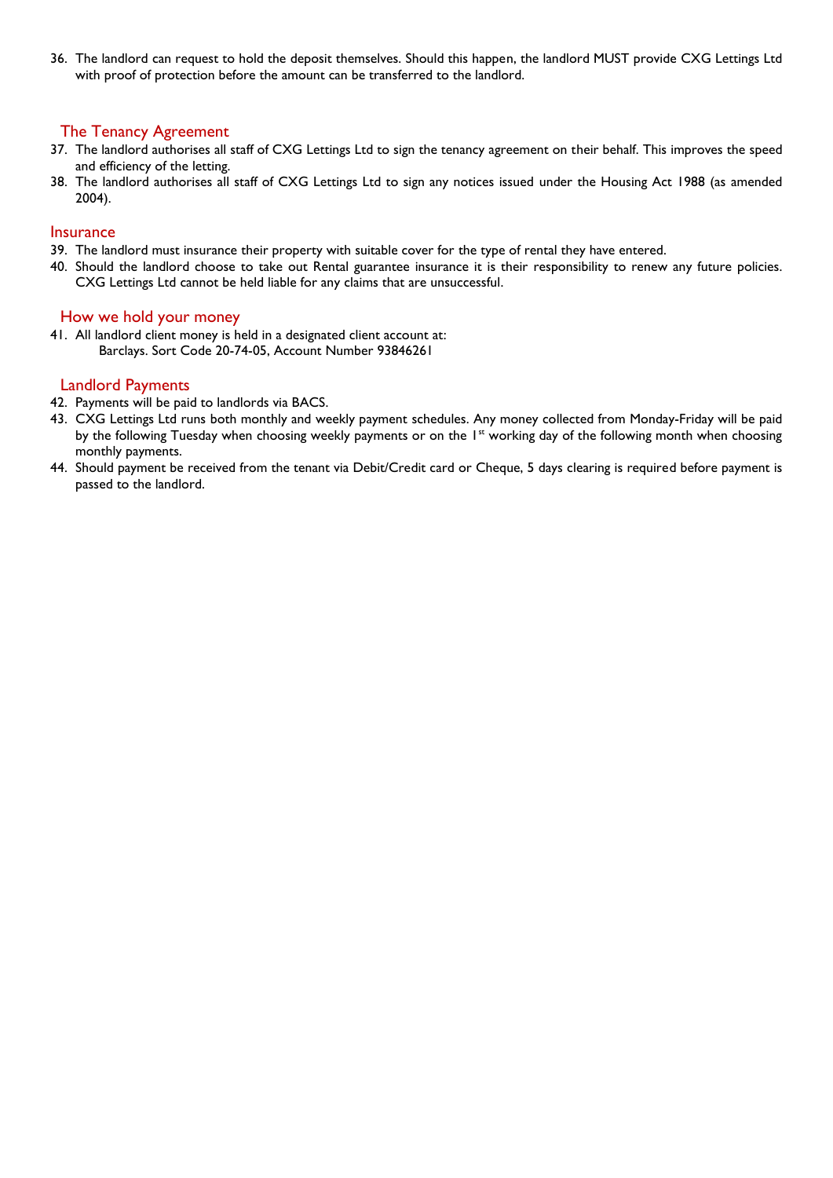36. The landlord can request to hold the deposit themselves. Should this happen, the landlord MUST provide CXG Lettings Ltd with proof of protection before the amount can be transferred to the landlord.

## The Tenancy Agreement

37. The landlord authorises all staff of CXG Lettings Ltd to sign the tenancy agreement on their behalf. This improves the speed and efficiency of the letting.
38. The landlord authorises all staff of CXG Lettings Ltd to sign any notices issued under the Housing Act 1988 (as amended 2004).

## Insurance

39. The landlord must insurance their property with suitable cover for the type of rental they have entered.
40. Should the landlord choose to take out Rental guarantee insurance it is their responsibility to renew any future policies. CXG Lettings Ltd cannot be held liable for any claims that are unsuccessful.

## How we hold your money

41. All landlord client money is held in a designated client account at:
    Barclays. Sort Code 20-74-05, Account Number 93846261

## Landlord Payments

42. Payments will be paid to landlords via BACS.
43. CXG Lettings Ltd runs both monthly and weekly payment schedules. Any money collected from Monday-Friday will be paid by the following Tuesday when choosing weekly payments or on the 1st working day of the following month when choosing monthly payments.
44. Should payment be received from the tenant via Debit/Credit card or Cheque, 5 days clearing is required before payment is passed to the landlord.